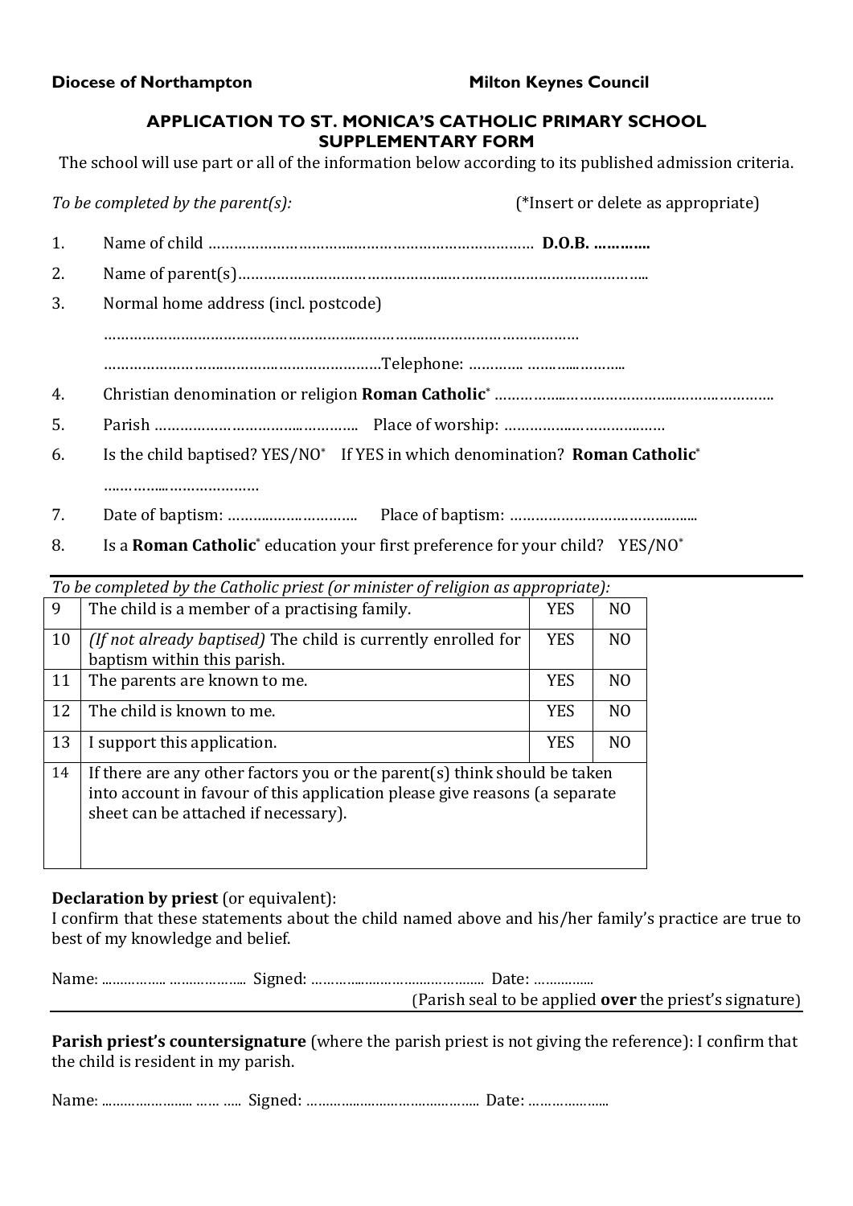**Diocese of Northampton** **Milton Keynes Council**

# APPLICATION TO ST. MONICA'S CATHOLIC PRIMARY SCHOOL SUPPLEMENTARY FORM

The school will use part or all of the information below according to its published admission criteria.

*To be completed by the parent(s):* (*Insert or delete as appropriate)

1. Name of child ……………………………………………………………… **D.O.B. …………**
2. Name of parent(s)…………………………………………………………………………………
3. Normal home address (incl. postcode)

   ……………………………………………………………………………………………

   …………………………………………………………Telephone: …………. ……………………
4. Christian denomination or religion **Roman Catholic*** ……………………………………………………
5. Parish ……………………………………… Place of worship: ………………………………
6. Is the child baptised? YES/NO* If YES in which denomination? **Roman Catholic***

   ………………………………
7. Date of baptism: ………………………… Place of baptism: ……………………………………
8. Is a **Roman Catholic*** education your first preference for your child? YES/NO*

*To be completed by the Catholic priest (or minister of religion as appropriate):*

| | | | |
|---|---|---|---|
| 9 | The child is a member of a practising family. | YES | NO |
| 10 | *(If not already baptised)* The child is currently enrolled for baptism within this parish. | YES | NO |
| 11 | The parents are known to me. | YES | NO |
| 12 | The child is known to me. | YES | NO |
| 13 | I support this application. | YES | NO |
| 14 | If there are any other factors you or the parent(s) think should be taken into account in favour of this application please give reasons (a separate sheet can be attached if necessary). | | |

**Declaration by priest** (or equivalent):
I confirm that these statements about the child named above and his/her family's practice are true to best of my knowledge and belief.

Name: ……………… ……………… Signed: ……………………………………… Date: ……………

(Parish seal to be applied **over** the priest's signature)

**Parish priest's countersignature** (where the parish priest is not giving the reference): I confirm that the child is resident in my parish.

Name: …………………… …… ….. Signed: ……………………………………… Date: ………………..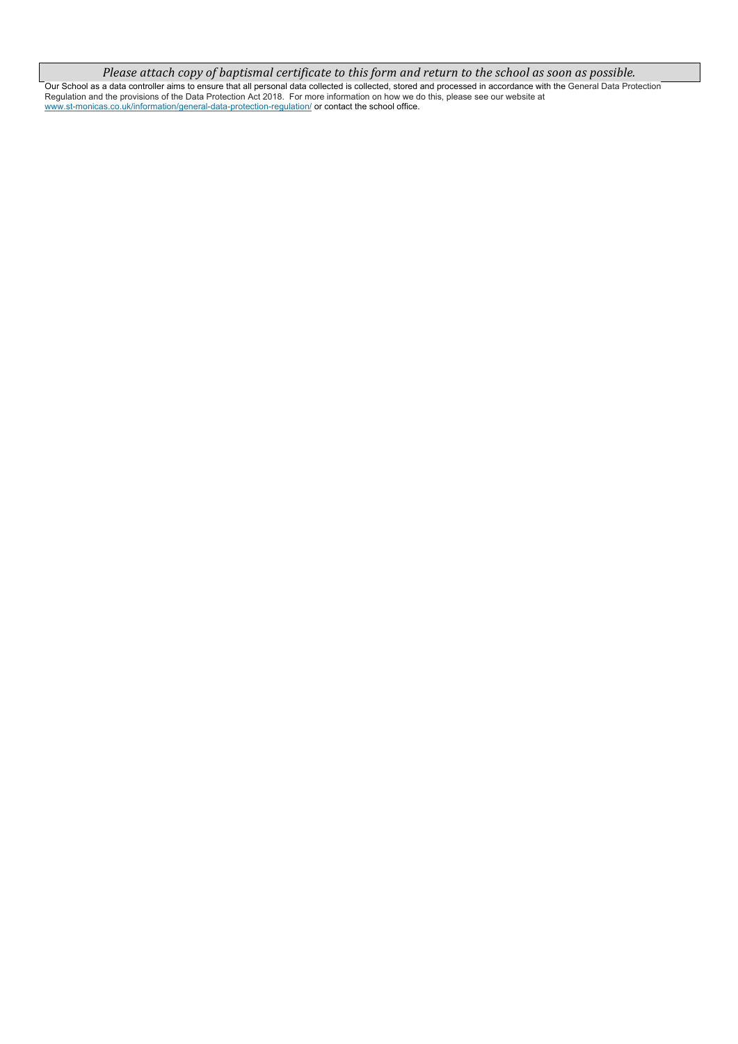*Please attach copy of baptismal certificate to this form and return to the school as soon as possible.*

Our School as a data controller aims to ensure that all personal data collected is collected, stored and processed in accordance with the General Data Protection Regulation and the provisions of the Data Protection Act 2018. For more information on how we do this, please see our website at www.st-monicas.co.uk/information/general-data-protection-regulation/ or contact the school office.